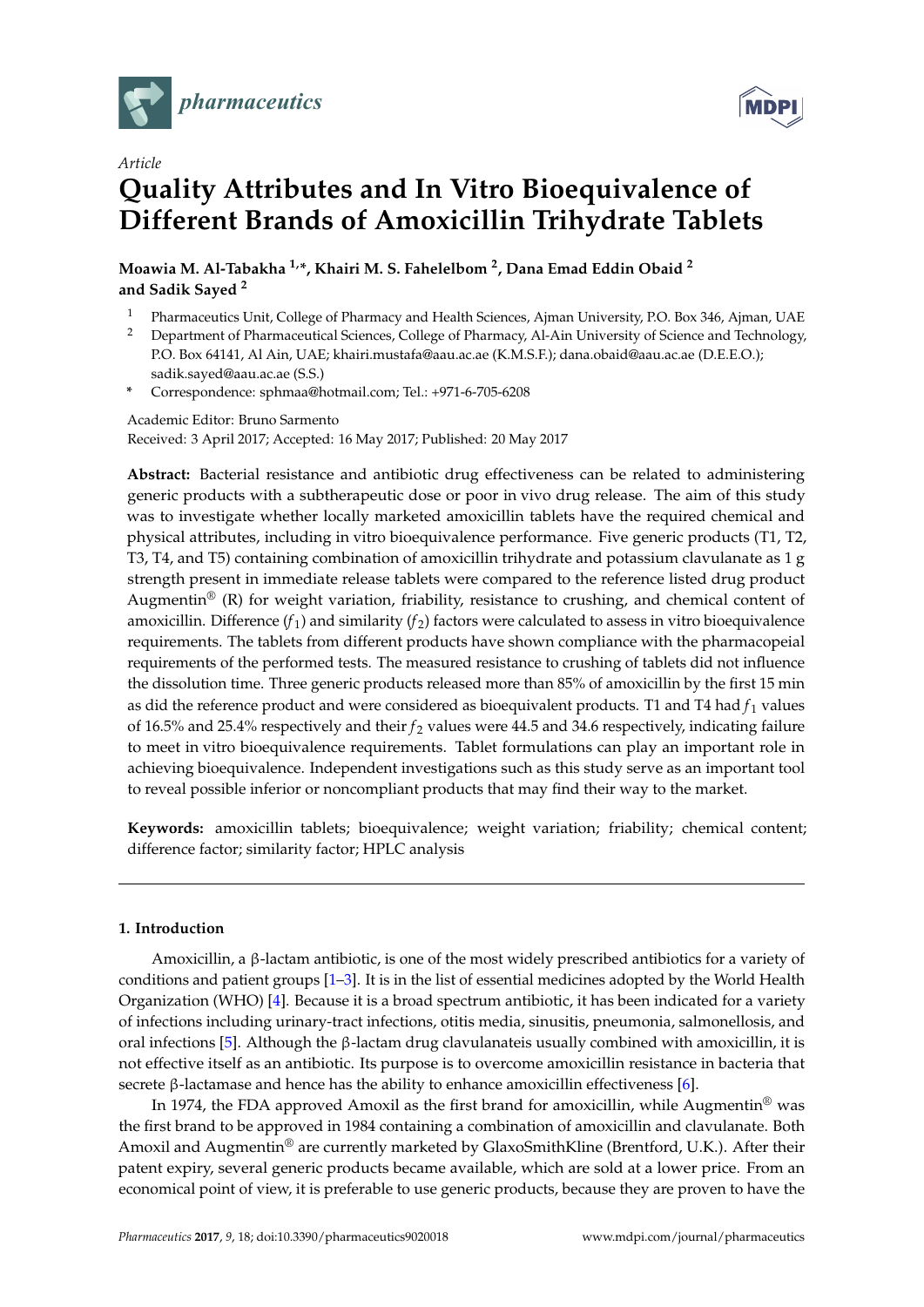*Article*

# Quality Attributes and In Vitro Bioequivalence of Different Brands of Amoxicillin Trihydrate Tablets

**Moawia M. Al-Tabakha [1,*], Khairi M. S. Fahelelbom [2], Dana Emad Eddin Obaid [2] and Sadik Sayed [2]**

[1] Pharmaceutics Unit, College of Pharmacy and Health Sciences, Ajman University, P.O. Box 346, Ajman, UAE
[2] Department of Pharmaceutical Sciences, College of Pharmacy, Al-Ain University of Science and Technology, P.O. Box 64141, Al Ain, UAE; khairi.mustafa@aau.ac.ae (K.M.S.F.); dana.obaid@aau.ac.ae (D.E.E.O.); sadik.sayed@aau.ac.ae (S.S.)
* Correspondence: sphmaa@hotmail.com; Tel.: +971-6-705-6208

Academic Editor: Bruno Sarmento
Received: 3 April 2017; Accepted: 16 May 2017; Published: 20 May 2017

**Abstract:** Bacterial resistance and antibiotic drug effectiveness can be related to administering generic products with a subtherapeutic dose or poor in vivo drug release. The aim of this study was to investigate whether locally marketed amoxicillin tablets have the required chemical and physical attributes, including in vitro bioequivalence performance. Five generic products (T1, T2, T3, T4, and T5) containing combination of amoxicillin trihydrate and potassium clavulanate as 1 g strength present in immediate release tablets were compared to the reference listed drug product Augmentin® (R) for weight variation, friability, resistance to crushing, and chemical content of amoxicillin. Difference ($f_1$) and similarity ($f_2$) factors were calculated to assess in vitro bioequivalence requirements. The tablets from different products have shown compliance with the pharmacopeial requirements of the performed tests. The measured resistance to crushing of tablets did not influence the dissolution time. Three generic products released more than 85% of amoxicillin by the first 15 min as did the reference product and were considered as bioequivalent products. T1 and T4 had $f_1$ values of 16.5% and 25.4% respectively and their $f_2$ values were 44.5 and 34.6 respectively, indicating failure to meet in vitro bioequivalence requirements. Tablet formulations can play an important role in achieving bioequivalence. Independent investigations such as this study serve as an important tool to reveal possible inferior or noncompliant products that may find their way to the market.

**Keywords:** amoxicillin tablets; bioequivalence; weight variation; friability; chemical content; difference factor; similarity factor; HPLC analysis

## 1. Introduction

Amoxicillin, a β-lactam antibiotic, is one of the most widely prescribed antibiotics for a variety of conditions and patient groups [1–3]. It is in the list of essential medicines adopted by the World Health Organization (WHO) [4]. Because it is a broad spectrum antibiotic, it has been indicated for a variety of infections including urinary-tract infections, otitis media, sinusitis, pneumonia, salmonellosis, and oral infections [5]. Although the β-lactam drug clavulanateis usually combined with amoxicillin, it is not effective itself as an antibiotic. Its purpose is to overcome amoxicillin resistance in bacteria that secrete β-lactamase and hence has the ability to enhance amoxicillin effectiveness [6].

In 1974, the FDA approved Amoxil as the first brand for amoxicillin, while Augmentin® was the first brand to be approved in 1984 containing a combination of amoxicillin and clavulanate. Both Amoxil and Augmentin® are currently marketed by GlaxoSmithKline (Brentford, U.K.). After their patent expiry, several generic products became available, which are sold at a lower price. From an economical point of view, it is preferable to use generic products, because they are proven to have the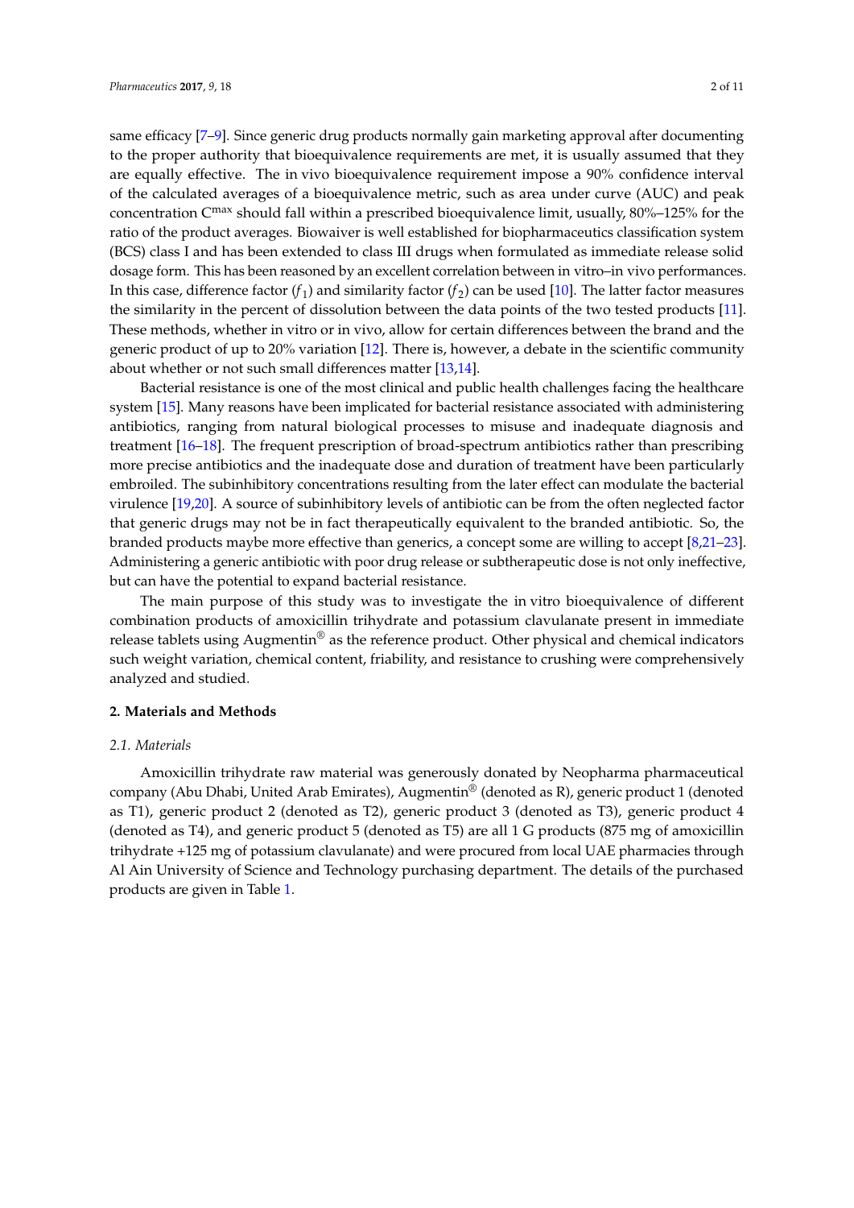same efficacy [7–9]. Since generic drug products normally gain marketing approval after documenting to the proper authority that bioequivalence requirements are met, it is usually assumed that they are equally effective. The in vivo bioequivalence requirement impose a 90% confidence interval of the calculated averages of a bioequivalence metric, such as area under curve (AUC) and peak concentration $C^{max}$ should fall within a prescribed bioequivalence limit, usually, 80%–125% for the ratio of the product averages. Biowaiver is well established for biopharmaceutics classification system (BCS) class I and has been extended to class III drugs when formulated as immediate release solid dosage form. This has been reasoned by an excellent correlation between in vitro–in vivo performances. In this case, difference factor ($f_1$) and similarity factor ($f_2$) can be used [10]. The latter factor measures the similarity in the percent of dissolution between the data points of the two tested products [11]. These methods, whether in vitro or in vivo, allow for certain differences between the brand and the generic product of up to 20% variation [12]. There is, however, a debate in the scientific community about whether or not such small differences matter [13,14].

Bacterial resistance is one of the most clinical and public health challenges facing the healthcare system [15]. Many reasons have been implicated for bacterial resistance associated with administering antibiotics, ranging from natural biological processes to misuse and inadequate diagnosis and treatment [16–18]. The frequent prescription of broad-spectrum antibiotics rather than prescribing more precise antibiotics and the inadequate dose and duration of treatment have been particularly embroiled. The subinhibitory concentrations resulting from the later effect can modulate the bacterial virulence [19,20]. A source of subinhibitory levels of antibiotic can be from the often neglected factor that generic drugs may not be in fact therapeutically equivalent to the branded antibiotic. So, the branded products maybe more effective than generics, a concept some are willing to accept [8,21–23]. Administering a generic antibiotic with poor drug release or subtherapeutic dose is not only ineffective, but can have the potential to expand bacterial resistance.

The main purpose of this study was to investigate the in vitro bioequivalence of different combination products of amoxicillin trihydrate and potassium clavulanate present in immediate release tablets using Augmentin® as the reference product. Other physical and chemical indicators such weight variation, chemical content, friability, and resistance to crushing were comprehensively analyzed and studied.

## 2. Materials and Methods

### 2.1. Materials

Amoxicillin trihydrate raw material was generously donated by Neopharma pharmaceutical company (Abu Dhabi, United Arab Emirates), Augmentin® (denoted as R), generic product 1 (denoted as T1), generic product 2 (denoted as T2), generic product 3 (denoted as T3), generic product 4 (denoted as T4), and generic product 5 (denoted as T5) are all 1 G products (875 mg of amoxicillin trihydrate +125 mg of potassium clavulanate) and were procured from local UAE pharmacies through Al Ain University of Science and Technology purchasing department. The details of the purchased products are given in Table 1.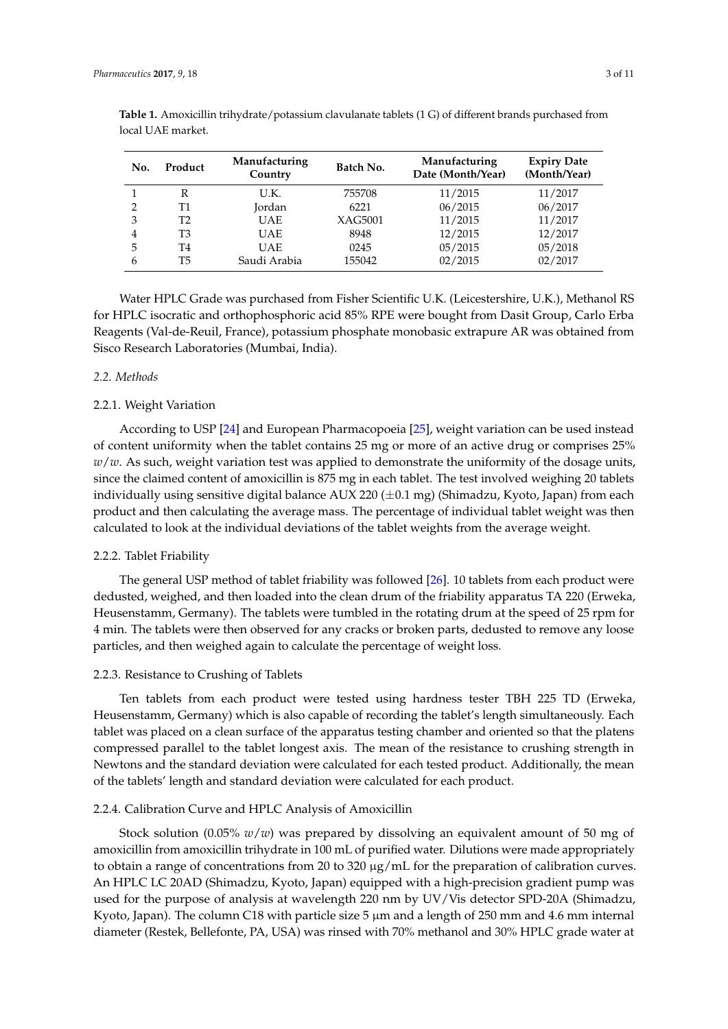**Table 1.** Amoxicillin trihydrate/potassium clavulanate tablets (1 G) of different brands purchased from local UAE market.

| No. | Product | Manufacturing Country | Batch No. | Manufacturing Date (Month/Year) | Expiry Date (Month/Year) |
|---|---|---|---|---|---|
| 1 | R | U.K. | 755708 | 11/2015 | 11/2017 |
| 2 | T1 | Jordan | 6221 | 06/2015 | 06/2017 |
| 3 | T2 | UAE | XAG5001 | 11/2015 | 11/2017 |
| 4 | T3 | UAE | 8948 | 12/2015 | 12/2017 |
| 5 | T4 | UAE | 0245 | 05/2015 | 05/2018 |
| 6 | T5 | Saudi Arabia | 155042 | 02/2015 | 02/2017 |

Water HPLC Grade was purchased from Fisher Scientific U.K. (Leicestershire, U.K.), Methanol RS for HPLC isocratic and orthophosphoric acid 85% RPE were bought from Dasit Group, Carlo Erba Reagents (Val-de-Reuil, France), potassium phosphate monobasic extrapure AR was obtained from Sisco Research Laboratories (Mumbai, India).

### 2.2. Methods

#### 2.2.1. Weight Variation

According to USP [24] and European Pharmacopoeia [25], weight variation can be used instead of content uniformity when the tablet contains 25 mg or more of an active drug or comprises 25% *w*/*w*. As such, weight variation test was applied to demonstrate the uniformity of the dosage units, since the claimed content of amoxicillin is 875 mg in each tablet. The test involved weighing 20 tablets individually using sensitive digital balance AUX 220 ($\pm$0.1 mg) (Shimadzu, Kyoto, Japan) from each product and then calculating the average mass. The percentage of individual tablet weight was then calculated to look at the individual deviations of the tablet weights from the average weight.

#### 2.2.2. Tablet Friability

The general USP method of tablet friability was followed [26]. 10 tablets from each product were dedusted, weighed, and then loaded into the clean drum of the friability apparatus TA 220 (Erweka, Heusenstamm, Germany). The tablets were tumbled in the rotating drum at the speed of 25 rpm for 4 min. The tablets were then observed for any cracks or broken parts, dedusted to remove any loose particles, and then weighed again to calculate the percentage of weight loss.

#### 2.2.3. Resistance to Crushing of Tablets

Ten tablets from each product were tested using hardness tester TBH 225 TD (Erweka, Heusenstamm, Germany) which is also capable of recording the tablet's length simultaneously. Each tablet was placed on a clean surface of the apparatus testing chamber and oriented so that the platens compressed parallel to the tablet longest axis. The mean of the resistance to crushing strength in Newtons and the standard deviation were calculated for each tested product. Additionally, the mean of the tablets' length and standard deviation were calculated for each product.

#### 2.2.4. Calibration Curve and HPLC Analysis of Amoxicillin

Stock solution (0.05% *w*/*w*) was prepared by dissolving an equivalent amount of 50 mg of amoxicillin from amoxicillin trihydrate in 100 mL of purified water. Dilutions were made appropriately to obtain a range of concentrations from 20 to 320 μg/mL for the preparation of calibration curves. An HPLC LC 20AD (Shimadzu, Kyoto, Japan) equipped with a high-precision gradient pump was used for the purpose of analysis at wavelength 220 nm by UV/Vis detector SPD-20A (Shimadzu, Kyoto, Japan). The column C18 with particle size 5 μm and a length of 250 mm and 4.6 mm internal diameter (Restek, Bellefonte, PA, USA) was rinsed with 70% methanol and 30% HPLC grade water at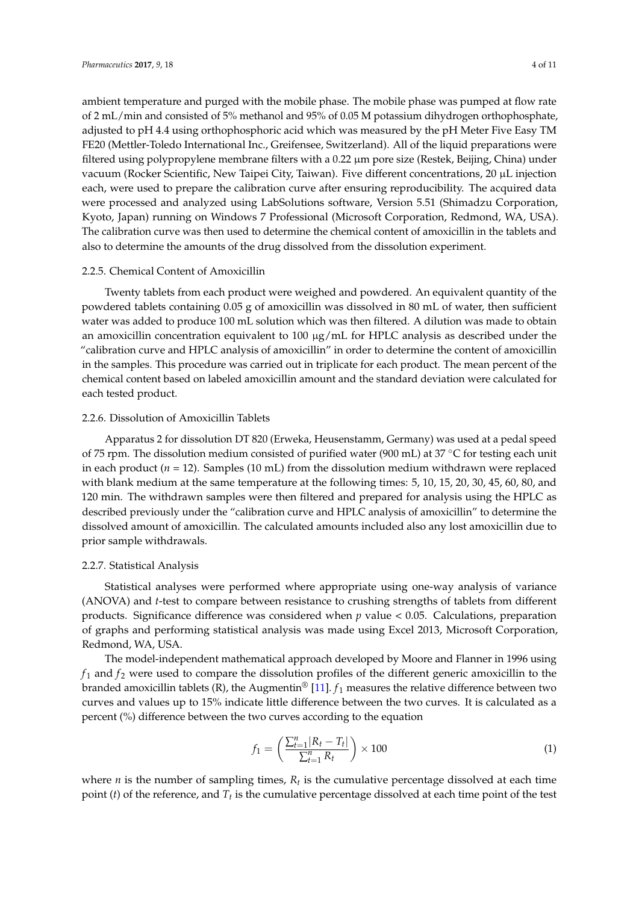ambient temperature and purged with the mobile phase. The mobile phase was pumped at flow rate of 2 mL/min and consisted of 5% methanol and 95% of 0.05 M potassium dihydrogen orthophosphate, adjusted to pH 4.4 using orthophosphoric acid which was measured by the pH Meter Five Easy TM FE20 (Mettler-Toledo International Inc., Greifensee, Switzerland). All of the liquid preparations were filtered using polypropylene membrane filters with a 0.22 μm pore size (Restek, Beijing, China) under vacuum (Rocker Scientific, New Taipei City, Taiwan). Five different concentrations, 20 μL injection each, were used to prepare the calibration curve after ensuring reproducibility. The acquired data were processed and analyzed using LabSolutions software, Version 5.51 (Shimadzu Corporation, Kyoto, Japan) running on Windows 7 Professional (Microsoft Corporation, Redmond, WA, USA). The calibration curve was then used to determine the chemical content of amoxicillin in the tablets and also to determine the amounts of the drug dissolved from the dissolution experiment.

### 2.2.5. Chemical Content of Amoxicillin

Twenty tablets from each product were weighed and powdered. An equivalent quantity of the powdered tablets containing 0.05 g of amoxicillin was dissolved in 80 mL of water, then sufficient water was added to produce 100 mL solution which was then filtered. A dilution was made to obtain an amoxicillin concentration equivalent to 100 μg/mL for HPLC analysis as described under the "calibration curve and HPLC analysis of amoxicillin" in order to determine the content of amoxicillin in the samples. This procedure was carried out in triplicate for each product. The mean percent of the chemical content based on labeled amoxicillin amount and the standard deviation were calculated for each tested product.

### 2.2.6. Dissolution of Amoxicillin Tablets

Apparatus 2 for dissolution DT 820 (Erweka, Heusenstamm, Germany) was used at a pedal speed of 75 rpm. The dissolution medium consisted of purified water (900 mL) at 37 °C for testing each unit in each product ($n = 12$). Samples (10 mL) from the dissolution medium withdrawn were replaced with blank medium at the same temperature at the following times: 5, 10, 15, 20, 30, 45, 60, 80, and 120 min. The withdrawn samples were then filtered and prepared for analysis using the HPLC as described previously under the "calibration curve and HPLC analysis of amoxicillin" to determine the dissolved amount of amoxicillin. The calculated amounts included also any lost amoxicillin due to prior sample withdrawals.

### 2.2.7. Statistical Analysis

Statistical analyses were performed where appropriate using one-way analysis of variance (ANOVA) and *t*-test to compare between resistance to crushing strengths of tablets from different products. Significance difference was considered when $p$ value < 0.05. Calculations, preparation of graphs and performing statistical analysis was made using Excel 2013, Microsoft Corporation, Redmond, WA, USA.

The model-independent mathematical approach developed by Moore and Flanner in 1996 using $f_1$ and $f_2$ were used to compare the dissolution profiles of the different generic amoxicillin to the branded amoxicillin tablets (R), the Augmentin® [11]. $f_1$ measures the relative difference between two curves and values up to 15% indicate little difference between the two curves. It is calculated as a percent (%) difference between the two curves according to the equation

$$f_1 = \left( \frac{\sum_{t=1}^{n} |R_t - T_t|}{\sum_{t=1}^{n} R_t} \right) \times 100 \tag{1}$$

where $n$ is the number of sampling times, $R_t$ is the cumulative percentage dissolved at each time point ($t$) of the reference, and $T_t$ is the cumulative percentage dissolved at each time point of the test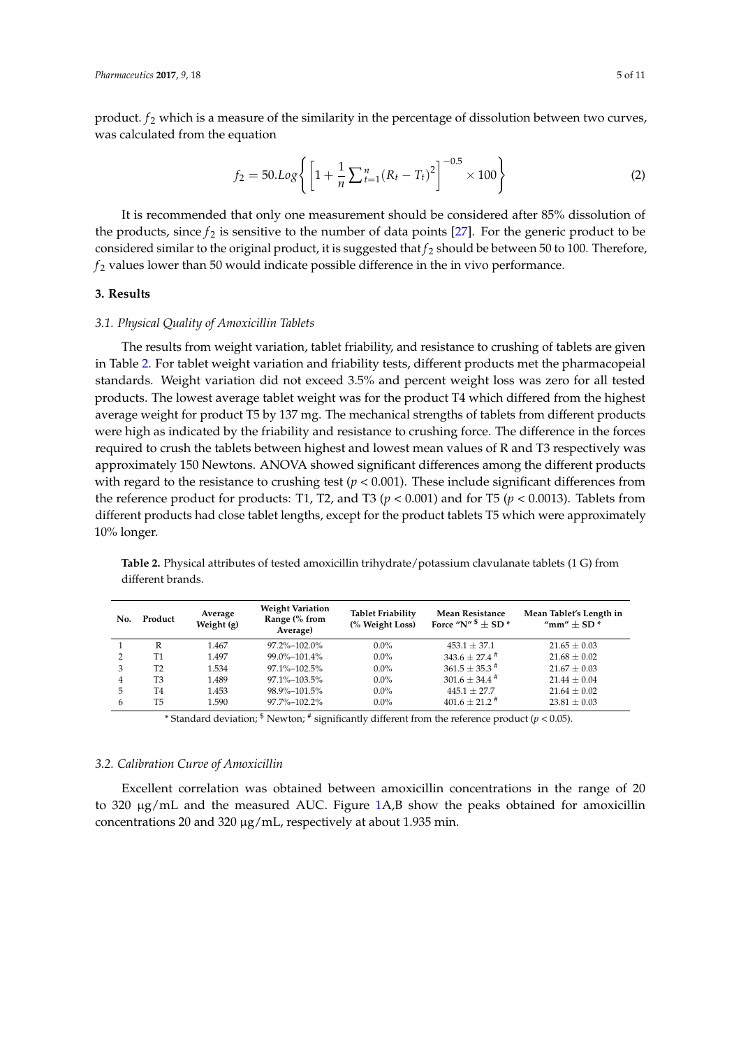product. $f_2$ which is a measure of the similarity in the percentage of dissolution between two curves, was calculated from the equation

$$f_2 = 50.Log\left\{\left[1+\frac{1}{n}\sum_{t=1}^{n}(R_t - T_t)^2\right]^{-0.5} \times 100\right\} \tag{2}$$

It is recommended that only one measurement should be considered after 85% dissolution of the products, since $f_2$ is sensitive to the number of data points [27]. For the generic product to be considered similar to the original product, it is suggested that $f_2$ should be between 50 to 100. Therefore, $f_2$ values lower than 50 would indicate possible difference in the in vivo performance.

## 3. Results

### 3.1. Physical Quality of Amoxicillin Tablets

The results from weight variation, tablet friability, and resistance to crushing of tablets are given in Table 2. For tablet weight variation and friability tests, different products met the pharmacopeial standards. Weight variation did not exceed 3.5% and percent weight loss was zero for all tested products. The lowest average tablet weight was for the product T4 which differed from the highest average weight for product T5 by 137 mg. The mechanical strengths of tablets from different products were high as indicated by the friability and resistance to crushing force. The difference in the forces required to crush the tablets between highest and lowest mean values of R and T3 respectively was approximately 150 Newtons. ANOVA showed significant differences among the different products with regard to the resistance to crushing test ($p < 0.001$). These include significant differences from the reference product for products: T1, T2, and T3 ($p < 0.001$) and for T5 ($p < 0.0013$). Tablets from different products had close tablet lengths, except for the product tablets T5 which were approximately 10% longer.

**Table 2.** Physical attributes of tested amoxicillin trihydrate/potassium clavulanate tablets (1 G) from different brands.

| No. | Product | Average Weight (g) | Weight Variation Range (% from Average) | Tablet Friability (% Weight Loss) | Mean Resistance Force "N" $ ± SD * | Mean Tablet's Length in "mm" ± SD * |
|---|---|---|---|---|---|---|
| 1 | R | 1.467 | 97.2%–102.0% | 0.0% | 453.1 ± 37.1 | 21.65 ± 0.03 |
| 2 | T1 | 1.497 | 99.0%–101.4% | 0.0% | 343.6 ± 27.4 # | 21.68 ± 0.02 |
| 3 | T2 | 1.534 | 97.1%–102.5% | 0.0% | 361.5 ± 35.3 # | 21.67 ± 0.03 |
| 4 | T3 | 1.489 | 97.1%–103.5% | 0.0% | 301.6 ± 34.4 # | 21.44 ± 0.04 |
| 5 | T4 | 1.453 | 98.9%–101.5% | 0.0% | 445.1 ± 27.7 | 21.64 ± 0.02 |
| 6 | T5 | 1.590 | 97.7%–102.2% | 0.0% | 401.6 ± 21.2 # | 23.81 ± 0.03 |

* Standard deviation; $ Newton; # significantly different from the reference product ($p < 0.05$).

### 3.2. Calibration Curve of Amoxicillin

Excellent correlation was obtained between amoxicillin concentrations in the range of 20 to 320 μg/mL and the measured AUC. Figure 1A,B show the peaks obtained for amoxicillin concentrations 20 and 320 μg/mL, respectively at about 1.935 min.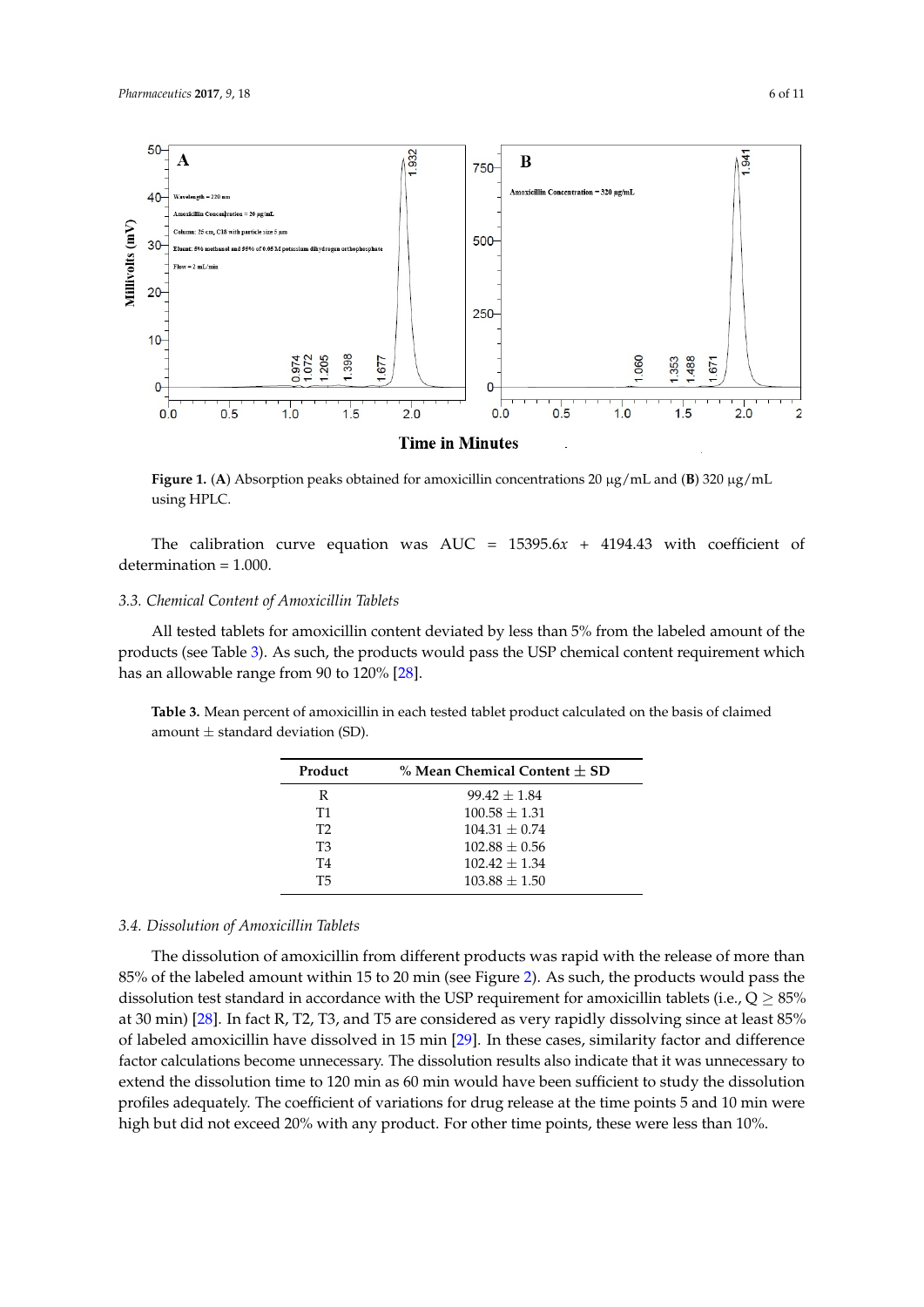**Figure 1.** (**A**) Absorption peaks obtained for amoxicillin concentrations 20 μg/mL and (**B**) 320 μg/mL using HPLC.

The calibration curve equation was AUC = 15395.6$x$ + 4194.43 with coefficient of determination = 1.000.

### 3.3. Chemical Content of Amoxicillin Tablets

All tested tablets for amoxicillin content deviated by less than 5% from the labeled amount of the products (see Table 3). As such, the products would pass the USP chemical content requirement which has an allowable range from 90 to 120% [28].

**Table 3.** Mean percent of amoxicillin in each tested tablet product calculated on the basis of claimed amount ± standard deviation (SD).

| Product | % Mean Chemical Content ± SD |
|---|---|
| R | 99.42 ± 1.84 |
| T1 | 100.58 ± 1.31 |
| T2 | 104.31 ± 0.74 |
| T3 | 102.88 ± 0.56 |
| T4 | 102.42 ± 1.34 |
| T5 | 103.88 ± 1.50 |

### 3.4. Dissolution of Amoxicillin Tablets

The dissolution of amoxicillin from different products was rapid with the release of more than 85% of the labeled amount within 15 to 20 min (see Figure 2). As such, the products would pass the dissolution test standard in accordance with the USP requirement for amoxicillin tablets (i.e., $Q \geq 85\%$ at 30 min) [28]. In fact R, T2, T3, and T5 are considered as very rapidly dissolving since at least 85% of labeled amoxicillin have dissolved in 15 min [29]. In these cases, similarity factor and difference factor calculations become unnecessary. The dissolution results also indicate that it was unnecessary to extend the dissolution time to 120 min as 60 min would have been sufficient to study the dissolution profiles adequately. The coefficient of variations for drug release at the time points 5 and 10 min were high but did not exceed 20% with any product. For other time points, these were less than 10%.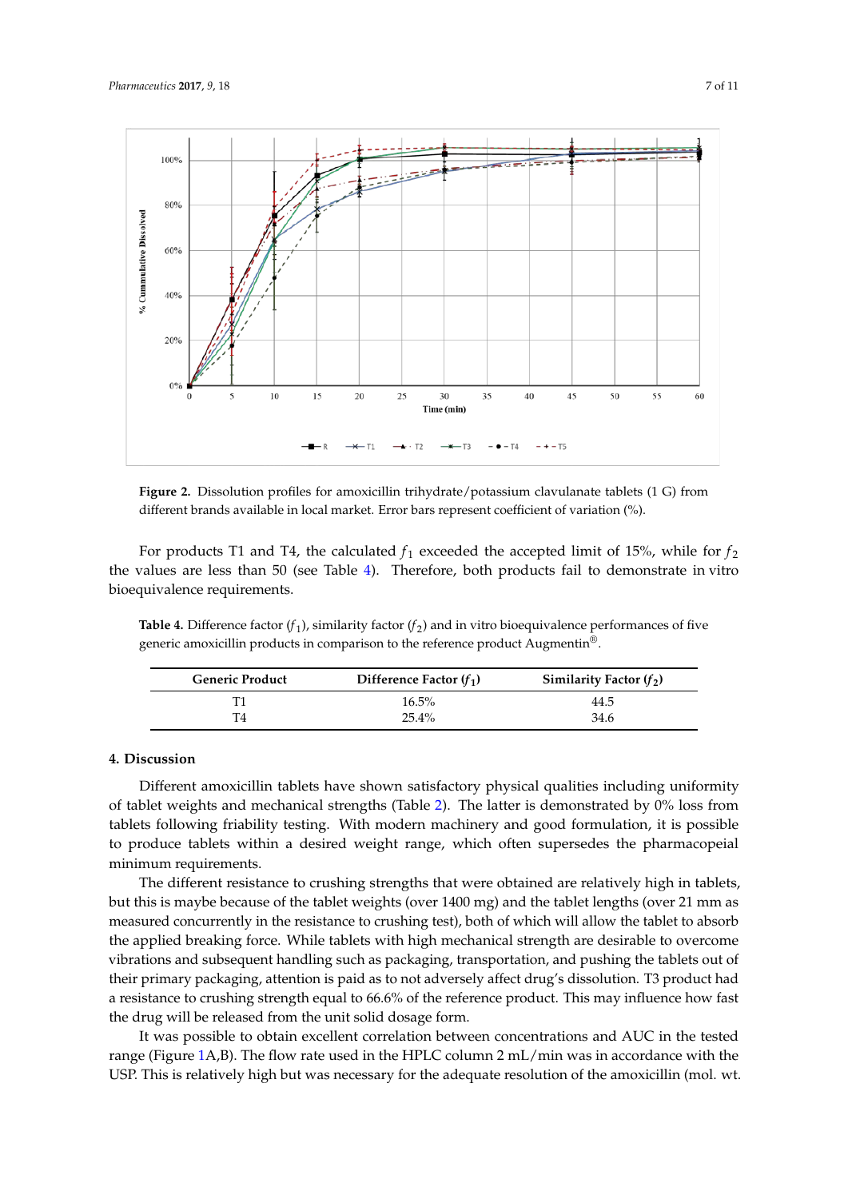**Figure 2.** Dissolution profiles for amoxicillin trihydrate/potassium clavulanate tablets (1 G) from different brands available in local market. Error bars represent coefficient of variation (%).

For products T1 and T4, the calculated $f_1$ exceeded the accepted limit of 15%, while for $f_2$ the values are less than 50 (see Table 4). Therefore, both products fail to demonstrate in vitro bioequivalence requirements.

**Table 4.** Difference factor ($f_1$), similarity factor ($f_2$) and in vitro bioequivalence performances of five generic amoxicillin products in comparison to the reference product Augmentin®.

| Generic Product | Difference Factor ($f_1$) | Similarity Factor ($f_2$) |
|---|---|---|
| T1 | 16.5% | 44.5 |
| T4 | 25.4% | 34.6 |

## 4. Discussion

Different amoxicillin tablets have shown satisfactory physical qualities including uniformity of tablet weights and mechanical strengths (Table 2). The latter is demonstrated by 0% loss from tablets following friability testing. With modern machinery and good formulation, it is possible to produce tablets within a desired weight range, which often supersedes the pharmacopeial minimum requirements.

The different resistance to crushing strengths that were obtained are relatively high in tablets, but this is maybe because of the tablet weights (over 1400 mg) and the tablet lengths (over 21 mm as measured concurrently in the resistance to crushing test), both of which will allow the tablet to absorb the applied breaking force. While tablets with high mechanical strength are desirable to overcome vibrations and subsequent handling such as packaging, transportation, and pushing the tablets out of their primary packaging, attention is paid as to not adversely affect drug's dissolution. T3 product had a resistance to crushing strength equal to 66.6% of the reference product. This may influence how fast the drug will be released from the unit solid dosage form.

It was possible to obtain excellent correlation between concentrations and AUC in the tested range (Figure 1A,B). The flow rate used in the HPLC column 2 mL/min was in accordance with the USP. This is relatively high but was necessary for the adequate resolution of the amoxicillin (mol. wt.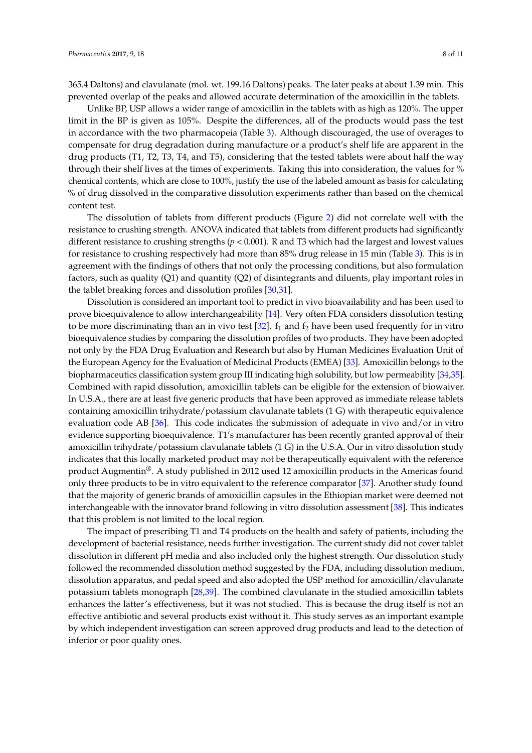365.4 Daltons) and clavulanate (mol. wt. 199.16 Daltons) peaks. The later peaks at about 1.39 min. This prevented overlap of the peaks and allowed accurate determination of the amoxicillin in the tablets.

Unlike BP, USP allows a wider range of amoxicillin in the tablets with as high as 120%. The upper limit in the BP is given as 105%. Despite the differences, all of the products would pass the test in accordance with the two pharmacopeia (Table 3). Although discouraged, the use of overages to compensate for drug degradation during manufacture or a product's shelf life are apparent in the drug products (T1, T2, T3, T4, and T5), considering that the tested tablets were about half the way through their shelf lives at the times of experiments. Taking this into consideration, the values for % chemical contents, which are close to 100%, justify the use of the labeled amount as basis for calculating % of drug dissolved in the comparative dissolution experiments rather than based on the chemical content test.

The dissolution of tablets from different products (Figure 2) did not correlate well with the resistance to crushing strength. ANOVA indicated that tablets from different products had significantly different resistance to crushing strengths ($p < 0.001$). R and T3 which had the largest and lowest values for resistance to crushing respectively had more than 85% drug release in 15 min (Table 3). This is in agreement with the findings of others that not only the processing conditions, but also formulation factors, such as quality (Q1) and quantity (Q2) of disintegrants and diluents, play important roles in the tablet breaking forces and dissolution profiles [30,31].

Dissolution is considered an important tool to predict in vivo bioavailability and has been used to prove bioequivalence to allow interchangeability [14]. Very often FDA considers dissolution testing to be more discriminating than an in vivo test [32]. $f_1$ and $f_2$ have been used frequently for in vitro bioequivalence studies by comparing the dissolution profiles of two products. They have been adopted not only by the FDA Drug Evaluation and Research but also by Human Medicines Evaluation Unit of the European Agency for the Evaluation of Medicinal Products (EMEA) [33]. Amoxicillin belongs to the biopharmaceutics classification system group III indicating high solubility, but low permeability [34,35]. Combined with rapid dissolution, amoxicillin tablets can be eligible for the extension of biowaiver. In U.S.A., there are at least five generic products that have been approved as immediate release tablets containing amoxicillin trihydrate/potassium clavulanate tablets (1 G) with therapeutic equivalence evaluation code AB [36]. This code indicates the submission of adequate in vivo and/or in vitro evidence supporting bioequivalence. T1's manufacturer has been recently granted approval of their amoxicillin trihydrate/potassium clavulanate tablets (1 G) in the U.S.A. Our in vitro dissolution study indicates that this locally marketed product may not be therapeutically equivalent with the reference product Augmentin®. A study published in 2012 used 12 amoxicillin products in the Americas found only three products to be in vitro equivalent to the reference comparator [37]. Another study found that the majority of generic brands of amoxicillin capsules in the Ethiopian market were deemed not interchangeable with the innovator brand following in vitro dissolution assessment [38]. This indicates that this problem is not limited to the local region.

The impact of prescribing T1 and T4 products on the health and safety of patients, including the development of bacterial resistance, needs further investigation. The current study did not cover tablet dissolution in different pH media and also included only the highest strength. Our dissolution study followed the recommended dissolution method suggested by the FDA, including dissolution medium, dissolution apparatus, and pedal speed and also adopted the USP method for amoxicillin/clavulanate potassium tablets monograph [28,39]. The combined clavulanate in the studied amoxicillin tablets enhances the latter's effectiveness, but it was not studied. This is because the drug itself is not an effective antibiotic and several products exist without it. This study serves as an important example by which independent investigation can screen approved drug products and lead to the detection of inferior or poor quality ones.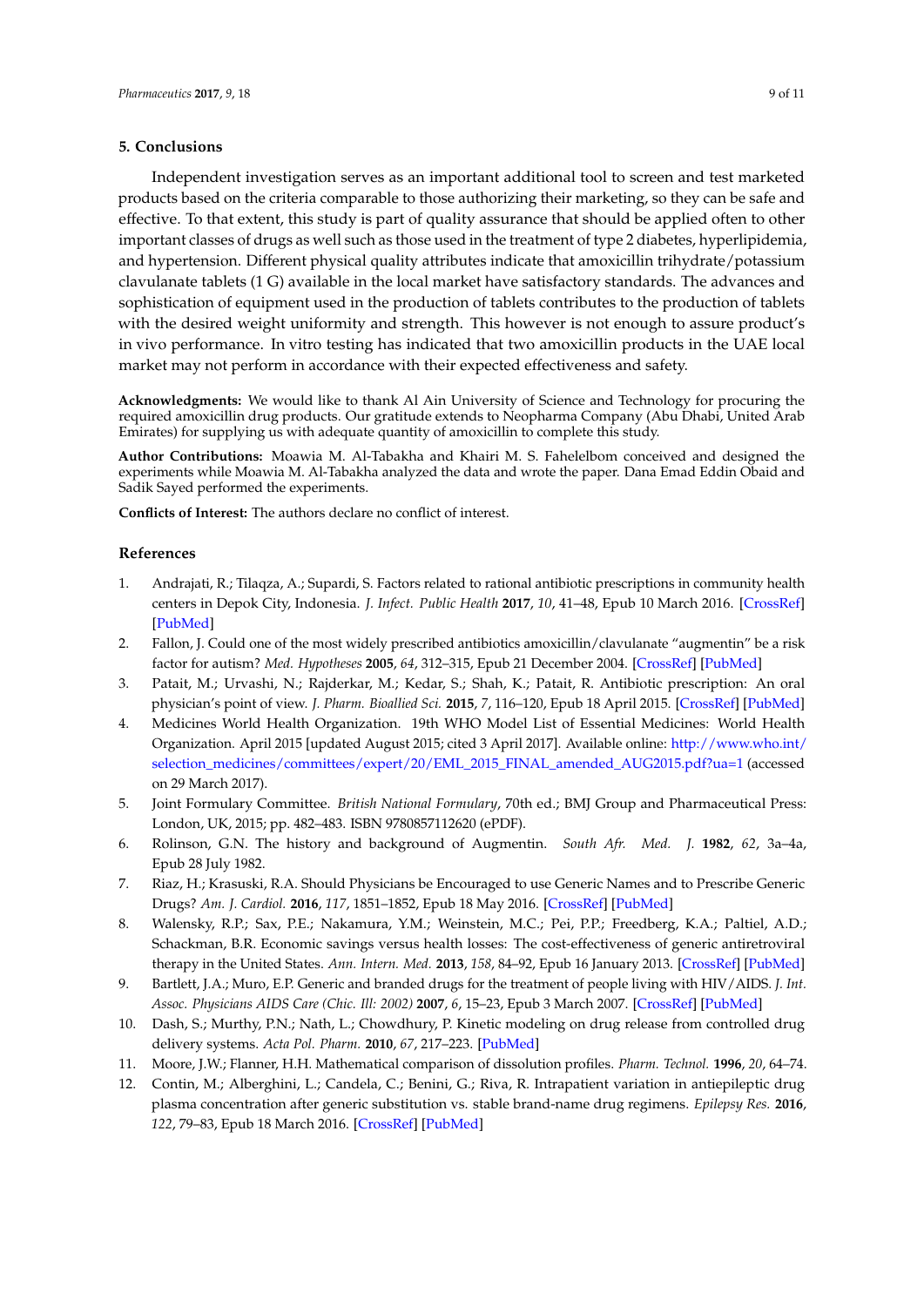## 5. Conclusions

Independent investigation serves as an important additional tool to screen and test marketed products based on the criteria comparable to those authorizing their marketing, so they can be safe and effective. To that extent, this study is part of quality assurance that should be applied often to other important classes of drugs as well such as those used in the treatment of type 2 diabetes, hyperlipidemia, and hypertension. Different physical quality attributes indicate that amoxicillin trihydrate/potassium clavulanate tablets (1 G) available in the local market have satisfactory standards. The advances and sophistication of equipment used in the production of tablets contributes to the production of tablets with the desired weight uniformity and strength. This however is not enough to assure product's in vivo performance. In vitro testing has indicated that two amoxicillin products in the UAE local market may not perform in accordance with their expected effectiveness and safety.

**Acknowledgments:** We would like to thank Al Ain University of Science and Technology for procuring the required amoxicillin drug products. Our gratitude extends to Neopharma Company (Abu Dhabi, United Arab Emirates) for supplying us with adequate quantity of amoxicillin to complete this study.

**Author Contributions:** Moawia M. Al-Tabakha and Khairi M. S. Fahelelbom conceived and designed the experiments while Moawia M. Al-Tabakha analyzed the data and wrote the paper. Dana Emad Eddin Obaid and Sadik Sayed performed the experiments.

**Conflicts of Interest:** The authors declare no conflict of interest.

## References

1. Andrajati, R.; Tilaqza, A.; Supardi, S. Factors related to rational antibiotic prescriptions in community health centers in Depok City, Indonesia. *J. Infect. Public Health* **2017**, *10*, 41–48, Epub 10 March 2016. [CrossRef] [PubMed]
2. Fallon, J. Could one of the most widely prescribed antibiotics amoxicillin/clavulanate "augmentin" be a risk factor for autism? *Med. Hypotheses* **2005**, *64*, 312–315, Epub 21 December 2004. [CrossRef] [PubMed]
3. Patait, M.; Urvashi, N.; Rajderkar, M.; Kedar, S.; Shah, K.; Patait, R. Antibiotic prescription: An oral physician's point of view. *J. Pharm. Bioallied Sci.* **2015**, *7*, 116–120, Epub 18 April 2015. [CrossRef] [PubMed]
4. Medicines World Health Organization. 19th WHO Model List of Essential Medicines: World Health Organization. April 2015 [updated August 2015; cited 3 April 2017]. Available online: http://www.who.int/selection_medicines/committees/expert/20/EML_2015_FINAL_amended_AUG2015.pdf?ua=1 (accessed on 29 March 2017).
5. Joint Formulary Committee. *British National Formulary*, 70th ed.; BMJ Group and Pharmaceutical Press: London, UK, 2015; pp. 482–483. ISBN 9780857112620 (ePDF).
6. Rolinson, G.N. The history and background of Augmentin. *South Afr. Med. J.* **1982**, *62*, 3a–4a, Epub 28 July 1982.
7. Riaz, H.; Krasuski, R.A. Should Physicians be Encouraged to use Generic Names and to Prescribe Generic Drugs? *Am. J. Cardiol.* **2016**, *117*, 1851–1852, Epub 18 May 2016. [CrossRef] [PubMed]
8. Walensky, R.P.; Sax, P.E.; Nakamura, Y.M.; Weinstein, M.C.; Pei, P.P.; Freedberg, K.A.; Paltiel, A.D.; Schackman, B.R. Economic savings versus health losses: The cost-effectiveness of generic antiretroviral therapy in the United States. *Ann. Intern. Med.* **2013**, *158*, 84–92, Epub 16 January 2013. [CrossRef] [PubMed]
9. Bartlett, J.A.; Muro, E.P. Generic and branded drugs for the treatment of people living with HIV/AIDS. *J. Int. Assoc. Physicians AIDS Care (Chic. Ill: 2002)* **2007**, *6*, 15–23, Epub 3 March 2007. [CrossRef] [PubMed]
10. Dash, S.; Murthy, P.N.; Nath, L.; Chowdhury, P. Kinetic modeling on drug release from controlled drug delivery systems. *Acta Pol. Pharm.* **2010**, *67*, 217–223. [PubMed]
11. Moore, J.W.; Flanner, H.H. Mathematical comparison of dissolution profiles. *Pharm. Technol.* **1996**, *20*, 64–74.
12. Contin, M.; Alberghini, L.; Candela, C.; Benini, G.; Riva, R. Intrapatient variation in antiepileptic drug plasma concentration after generic substitution vs. stable brand-name drug regimens. *Epilepsy Res.* **2016**, *122*, 79–83, Epub 18 March 2016. [CrossRef] [PubMed]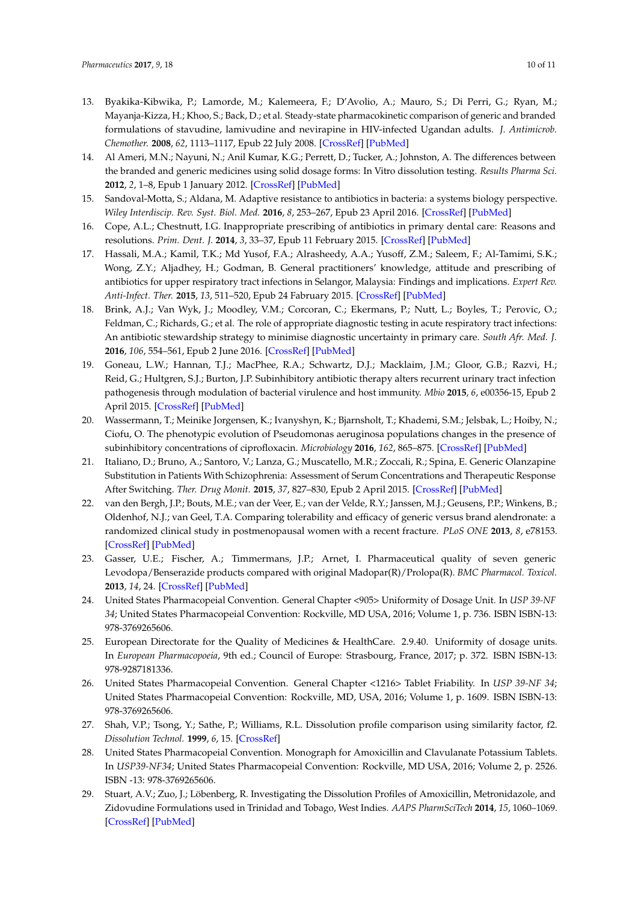13. Byakika-Kibwika, P.; Lamorde, M.; Kalemeera, F.; D'Avolio, A.; Mauro, S.; Di Perri, G.; Ryan, M.; Mayanja-Kizza, H.; Khoo, S.; Back, D.; et al. Steady-state pharmacokinetic comparison of generic and branded formulations of stavudine, lamivudine and nevirapine in HIV-infected Ugandan adults. *J. Antimicrob. Chemother.* **2008**, *62*, 1113–1117, Epub 22 July 2008. [CrossRef] [PubMed]
14. Al Ameri, M.N.; Nayuni, N.; Anil Kumar, K.G.; Perrett, D.; Tucker, A.; Johnston, A. The differences between the branded and generic medicines using solid dosage forms: In Vitro dissolution testing. *Results Pharma Sci.* **2012**, *2*, 1–8, Epub 1 January 2012. [CrossRef] [PubMed]
15. Sandoval-Motta, S.; Aldana, M. Adaptive resistance to antibiotics in bacteria: a systems biology perspective. *Wiley Interdiscip. Rev. Syst. Biol. Med.* **2016**, *8*, 253–267, Epub 23 April 2016. [CrossRef] [PubMed]
16. Cope, A.L.; Chestnutt, I.G. Inappropriate prescribing of antibiotics in primary dental care: Reasons and resolutions. *Prim. Dent. J.* **2014**, *3*, 33–37, Epub 11 February 2015. [CrossRef] [PubMed]
17. Hassali, M.A.; Kamil, T.K.; Md Yusof, F.A.; Alrasheedy, A.A.; Yusoff, Z.M.; Saleem, F.; Al-Tamimi, S.K.; Wong, Z.Y.; Aljadhey, H.; Godman, B. General practitioners' knowledge, attitude and prescribing of antibiotics for upper respiratory tract infections in Selangor, Malaysia: Findings and implications. *Expert Rev. Anti-Infect. Ther.* **2015**, *13*, 511–520, Epub 24 February 2015. [CrossRef] [PubMed]
18. Brink, A.J.; Van Wyk, J.; Moodley, V.M.; Corcoran, C.; Ekermans, P.; Nutt, L.; Boyles, T.; Perovic, O.; Feldman, C.; Richards, G.; et al. The role of appropriate diagnostic testing in acute respiratory tract infections: An antibiotic stewardship strategy to minimise diagnostic uncertainty in primary care. *South Afr. Med. J.* **2016**, *106*, 554–561, Epub 2 June 2016. [CrossRef] [PubMed]
19. Goneau, L.W.; Hannan, T.J.; MacPhee, R.A.; Schwartz, D.J.; Macklaim, J.M.; Gloor, G.B.; Razvi, H.; Reid, G.; Hultgren, S.J.; Burton, J.P. Subinhibitory antibiotic therapy alters recurrent urinary tract infection pathogenesis through modulation of bacterial virulence and host immunity. *Mbio* **2015**, *6*, e00356-15, Epub 2 April 2015. [CrossRef] [PubMed]
20. Wassermann, T.; Meinike Jorgensen, K.; Ivanyshyn, K.; Bjarnsholt, T.; Khademi, S.M.; Jelsbak, L.; Hoiby, N.; Ciofu, O. The phenotypic evolution of Pseudomonas aeruginosa populations changes in the presence of subinhibitory concentrations of ciprofloxacin. *Microbiology* **2016**, *162*, 865–875. [CrossRef] [PubMed]
21. Italiano, D.; Bruno, A.; Santoro, V.; Lanza, G.; Muscatello, M.R.; Zoccali, R.; Spina, E. Generic Olanzapine Substitution in Patients With Schizophrenia: Assessment of Serum Concentrations and Therapeutic Response After Switching. *Ther. Drug Monit.* **2015**, *37*, 827–830, Epub 2 April 2015. [CrossRef] [PubMed]
22. van den Bergh, J.P.; Bouts, M.E.; van der Veer, E.; van der Velde, R.Y.; Janssen, M.J.; Geusens, P.P.; Winkens, B.; Oldenhof, N.J.; van Geel, T.A. Comparing tolerability and efficacy of generic versus brand alendronate: a randomized clinical study in postmenopausal women with a recent fracture. *PLoS ONE* **2013**, *8*, e78153. [CrossRef] [PubMed]
23. Gasser, U.E.; Fischer, A.; Timmermans, J.P.; Arnet, I. Pharmaceutical quality of seven generic Levodopa/Benserazide products compared with original Madopar(R)/Prolopa(R). *BMC Pharmacol. Toxicol.* **2013**, *14*, 24. [CrossRef] [PubMed]
24. United States Pharmacopeial Convention. General Chapter <905> Uniformity of Dosage Unit. In *USP 39-NF 34*; United States Pharmacopeial Convention: Rockville, MD USA, 2016; Volume 1, p. 736. ISBN ISBN-13: 978-3769265606.
25. European Directorate for the Quality of Medicines & HealthCare. 2.9.40. Uniformity of dosage units. In *European Pharmacopoeia*, 9th ed.; Council of Europe: Strasbourg, France, 2017; p. 372. ISBN ISBN-13: 978-9287181336.
26. United States Pharmacopeial Convention. General Chapter <1216> Tablet Friability. In *USP 39-NF 34*; United States Pharmacopeial Convention: Rockville, MD, USA, 2016; Volume 1, p. 1609. ISBN ISBN-13: 978-3769265606.
27. Shah, V.P.; Tsong, Y.; Sathe, P.; Williams, R.L. Dissolution profile comparison using similarity factor, f2. *Dissolution Technol.* **1999**, *6*, 15. [CrossRef]
28. United States Pharmacopeial Convention. Monograph for Amoxicillin and Clavulanate Potassium Tablets. In *USP39-NF34*; United States Pharmacopeial Convention: Rockville, MD USA, 2016; Volume 2, p. 2526. ISBN -13: 978-3769265606.
29. Stuart, A.V.; Zuo, J.; Löbenberg, R. Investigating the Dissolution Profiles of Amoxicillin, Metronidazole, and Zidovudine Formulations used in Trinidad and Tobago, West Indies. *AAPS PharmSciTech* **2014**, *15*, 1060–1069. [CrossRef] [PubMed]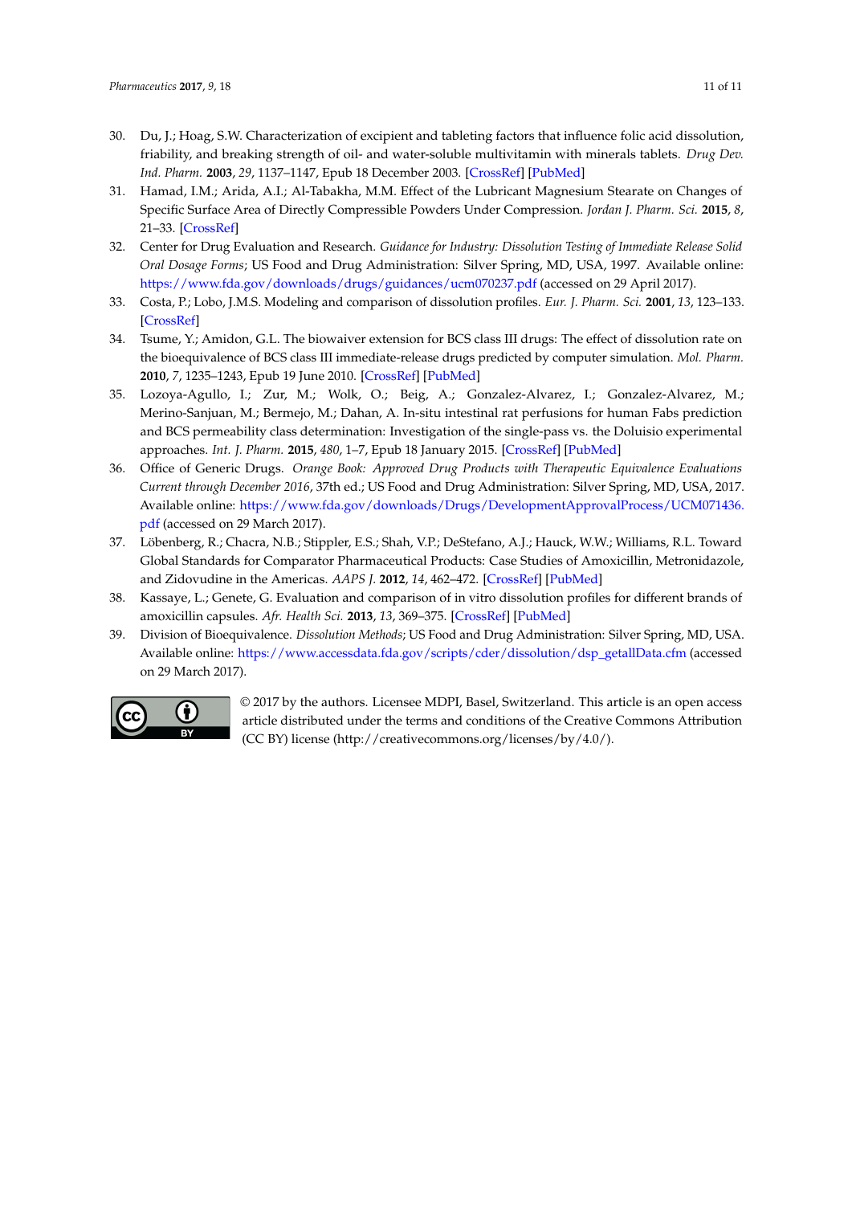30. Du, J.; Hoag, S.W. Characterization of excipient and tableting factors that influence folic acid dissolution, friability, and breaking strength of oil- and water-soluble multivitamin with minerals tablets. *Drug Dev. Ind. Pharm.* **2003**, *29*, 1137–1147, Epub 18 December 2003. [CrossRef] [PubMed]
31. Hamad, I.M.; Arida, A.I.; Al-Tabakha, M.M. Effect of the Lubricant Magnesium Stearate on Changes of Specific Surface Area of Directly Compressible Powders Under Compression. *Jordan J. Pharm. Sci.* **2015**, *8*, 21–33. [CrossRef]
32. Center for Drug Evaluation and Research. *Guidance for Industry: Dissolution Testing of Immediate Release Solid Oral Dosage Forms*; US Food and Drug Administration: Silver Spring, MD, USA, 1997. Available online: https://www.fda.gov/downloads/drugs/guidances/ucm070237.pdf (accessed on 29 April 2017).
33. Costa, P.; Lobo, J.M.S. Modeling and comparison of dissolution profiles. *Eur. J. Pharm. Sci.* **2001**, *13*, 123–133. [CrossRef]
34. Tsume, Y.; Amidon, G.L. The biowaiver extension for BCS class III drugs: The effect of dissolution rate on the bioequivalence of BCS class III immediate-release drugs predicted by computer simulation. *Mol. Pharm.* **2010**, *7*, 1235–1243, Epub 19 June 2010. [CrossRef] [PubMed]
35. Lozoya-Agullo, I.; Zur, M.; Wolk, O.; Beig, A.; Gonzalez-Alvarez, I.; Gonzalez-Alvarez, M.; Merino-Sanjuan, M.; Bermejo, M.; Dahan, A. In-situ intestinal rat perfusions for human Fabs prediction and BCS permeability class determination: Investigation of the single-pass vs. the Doluisio experimental approaches. *Int. J. Pharm.* **2015**, *480*, 1–7, Epub 18 January 2015. [CrossRef] [PubMed]
36. Office of Generic Drugs. *Orange Book: Approved Drug Products with Therapeutic Equivalence Evaluations Current through December 2016*, 37th ed.; US Food and Drug Administration: Silver Spring, MD, USA, 2017. Available online: https://www.fda.gov/downloads/Drugs/DevelopmentApprovalProcess/UCM071436.pdf (accessed on 29 March 2017).
37. Löbenberg, R.; Chacra, N.B.; Stippler, E.S.; Shah, V.P.; DeStefano, A.J.; Hauck, W.W.; Williams, R.L. Toward Global Standards for Comparator Pharmaceutical Products: Case Studies of Amoxicillin, Metronidazole, and Zidovudine in the Americas. *AAPS J.* **2012**, *14*, 462–472. [CrossRef] [PubMed]
38. Kassaye, L.; Genete, G. Evaluation and comparison of in vitro dissolution profiles for different brands of amoxicillin capsules. *Afr. Health Sci.* **2013**, *13*, 369–375. [CrossRef] [PubMed]
39. Division of Bioequivalence. *Dissolution Methods*; US Food and Drug Administration: Silver Spring, MD, USA. Available online: https://www.accessdata.fda.gov/scripts/cder/dissolution/dsp_getallData.cfm (accessed on 29 March 2017).

© 2017 by the authors. Licensee MDPI, Basel, Switzerland. This article is an open access article distributed under the terms and conditions of the Creative Commons Attribution (CC BY) license (http://creativecommons.org/licenses/by/4.0/).